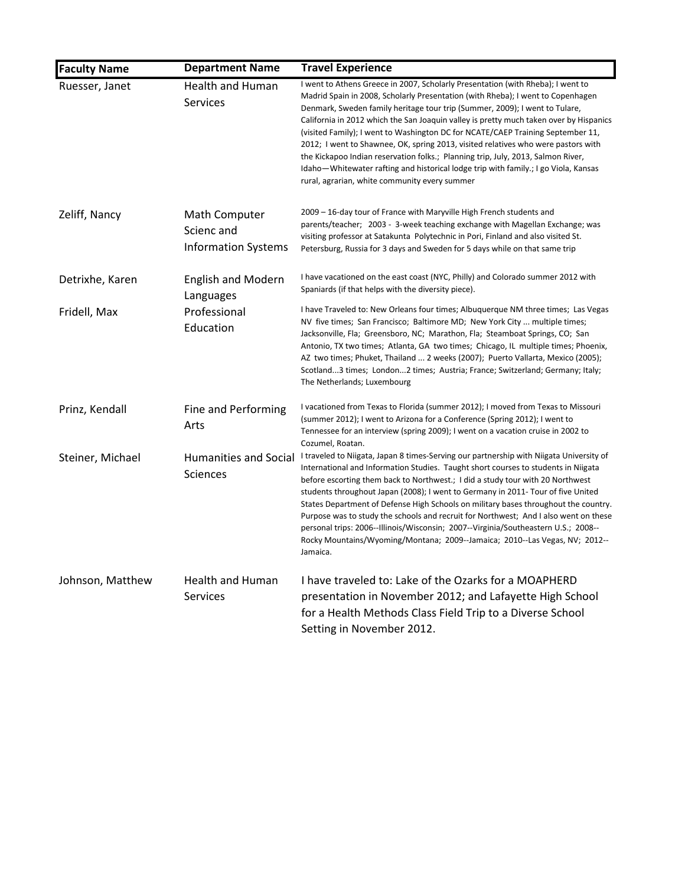| Faculty Name | Department Name | Travel Experience |
|---|---|---|
| Ruesser, Janet | Health and Human Services | I went to Athens Greece in 2007, Scholarly Presentation (with Rheba); I went to Madrid Spain in 2008, Scholarly Presentation (with Rheba); I went to Copenhagen Denmark, Sweden family heritage tour trip (Summer, 2009); I went to Tulare, California in 2012 which the San Joaquin valley is pretty much taken over by Hispanics (visited Family); I went to Washington DC for NCATE/CAEP Training September 11, 2012; I went to Shawnee, OK, spring 2013, visited relatives who were pastors with the Kickapoo Indian reservation folks.; Planning trip, July, 2013, Salmon River, Idaho—Whitewater rafting and historical lodge trip with family.; I go Viola, Kansas rural, agrarian, white community every summer |
| Zeliff, Nancy | Math Computer Scienc and Information Systems | 2009 – 16-day tour of France with Maryville High French students and parents/teacher; 2003 - 3-week teaching exchange with Magellan Exchange; was visiting professor at Satakunta Polytechnic in Pori, Finland and also visited St. Petersburg, Russia for 3 days and Sweden for 5 days while on that same trip |
| Detrixhe, Karen | English and Modern Languages | I have vacationed on the east coast (NYC, Philly) and Colorado summer 2012 with Spaniards (if that helps with the diversity piece). |
| Fridell, Max | Professional Education | I have Traveled to: New Orleans four times; Albuquerque NM three times; Las Vegas NV five times; San Francisco; Baltimore MD; New York City ... multiple times; Jacksonville, Fla; Greensboro, NC; Marathon, Fla; Steamboat Springs, CO; San Antonio, TX two times; Atlanta, GA two times; Chicago, IL multiple times; Phoenix, AZ two times; Phuket, Thailand ... 2 weeks (2007); Puerto Vallarta, Mexico (2005); Scotland...3 times; London...2 times; Austria; France; Switzerland; Germany; Italy; The Netherlands; Luxembourg |
| Prinz, Kendall | Fine and Performing Arts | I vacationed from Texas to Florida (summer 2012); I moved from Texas to Missouri (summer 2012); I went to Arizona for a Conference (Spring 2012); I went to Tennessee for an interview (spring 2009); I went on a vacation cruise in 2002 to Cozumel, Roatan. |
| Steiner, Michael | Humanities and Social Sciences | I traveled to Niigata, Japan 8 times-Serving our partnership with Niigata University of International and Information Studies. Taught short courses to students in Niigata before escorting them back to Northwest.; I did a study tour with 20 Northwest students throughout Japan (2008); I went to Germany in 2011- Tour of five United States Department of Defense High Schools on military bases throughout the country. Purpose was to study the schools and recruit for Northwest; And I also went on these personal trips: 2006--Illinois/Wisconsin; 2007--Virginia/Southeastern U.S.; 2008--Rocky Mountains/Wyoming/Montana; 2009--Jamaica; 2010--Las Vegas, NV; 2012--Jamaica. |
| Johnson, Matthew | Health and Human Services | I have traveled to: Lake of the Ozarks for a MOAPHERD presentation in November 2012; and Lafayette High School for a Health Methods Class Field Trip to a Diverse School Setting in November 2012. |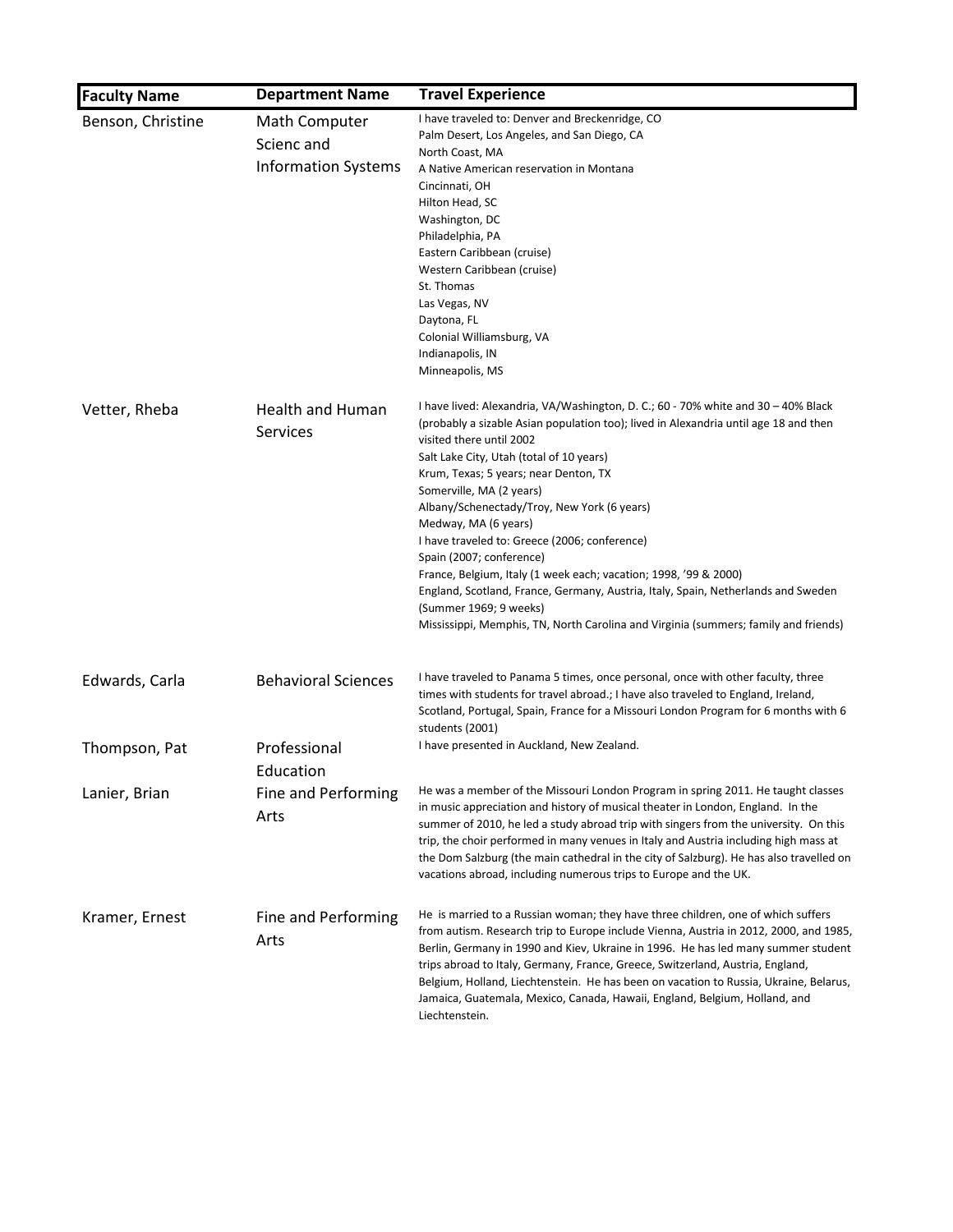| Faculty Name | Department Name | Travel Experience |
|---|---|---|
| Benson, Christine | Math Computer Scienc and Information Systems | I have traveled to: Denver and Breckenridge, CO<br>Palm Desert, Los Angeles, and San Diego, CA<br>North Coast, MA<br>A Native American reservation in Montana<br>Cincinnati, OH<br>Hilton Head, SC<br>Washington, DC<br>Philadelphia, PA<br>Eastern Caribbean (cruise)<br>Western Caribbean (cruise)<br>St. Thomas<br>Las Vegas, NV<br>Daytona, FL<br>Colonial Williamsburg, VA<br>Indianapolis, IN<br>Minneapolis, MS |
| Vetter, Rheba | Health and Human Services | I have lived: Alexandria, VA/Washington, D. C.; 60 - 70% white and 30 – 40% Black (probably a sizable Asian population too); lived in Alexandria until age 18 and then visited there until 2002<br>Salt Lake City, Utah (total of 10 years)<br>Krum, Texas; 5 years; near Denton, TX<br>Somerville, MA (2 years)<br>Albany/Schenectady/Troy, New York (6 years)<br>Medway, MA (6 years)<br>I have traveled to: Greece (2006; conference)<br>Spain (2007; conference)<br>France, Belgium, Italy (1 week each; vacation; 1998, '99 & 2000)<br>England, Scotland, France, Germany, Austria, Italy, Spain, Netherlands and Sweden (Summer 1969; 9 weeks)<br>Mississippi, Memphis, TN, North Carolina and Virginia (summers; family and friends) |
| Edwards, Carla | Behavioral Sciences | I have traveled to Panama 5 times, once personal, once with other faculty, three times with students for travel abroad.; I have also traveled to England, Ireland, Scotland, Portugal, Spain, France for a Missouri London Program for 6 months with 6 students (2001) |
| Thompson, Pat | Professional Education | I have presented in Auckland, New Zealand. |
| Lanier, Brian | Fine and Performing Arts | He was a member of the Missouri London Program in spring 2011. He taught classes in music appreciation and history of musical theater in London, England. In the summer of 2010, he led a study abroad trip with singers from the university. On this trip, the choir performed in many venues in Italy and Austria including high mass at the Dom Salzburg (the main cathedral in the city of Salzburg). He has also travelled on vacations abroad, including numerous trips to Europe and the UK. |
| Kramer, Ernest | Fine and Performing Arts | He is married to a Russian woman; they have three children, one of which suffers from autism. Research trip to Europe include Vienna, Austria in 2012, 2000, and 1985, Berlin, Germany in 1990 and Kiev, Ukraine in 1996. He has led many summer student trips abroad to Italy, Germany, France, Greece, Switzerland, Austria, England, Belgium, Holland, Liechtenstein. He has been on vacation to Russia, Ukraine, Belarus, Jamaica, Guatemala, Mexico, Canada, Hawaii, England, Belgium, Holland, and Liechtenstein. |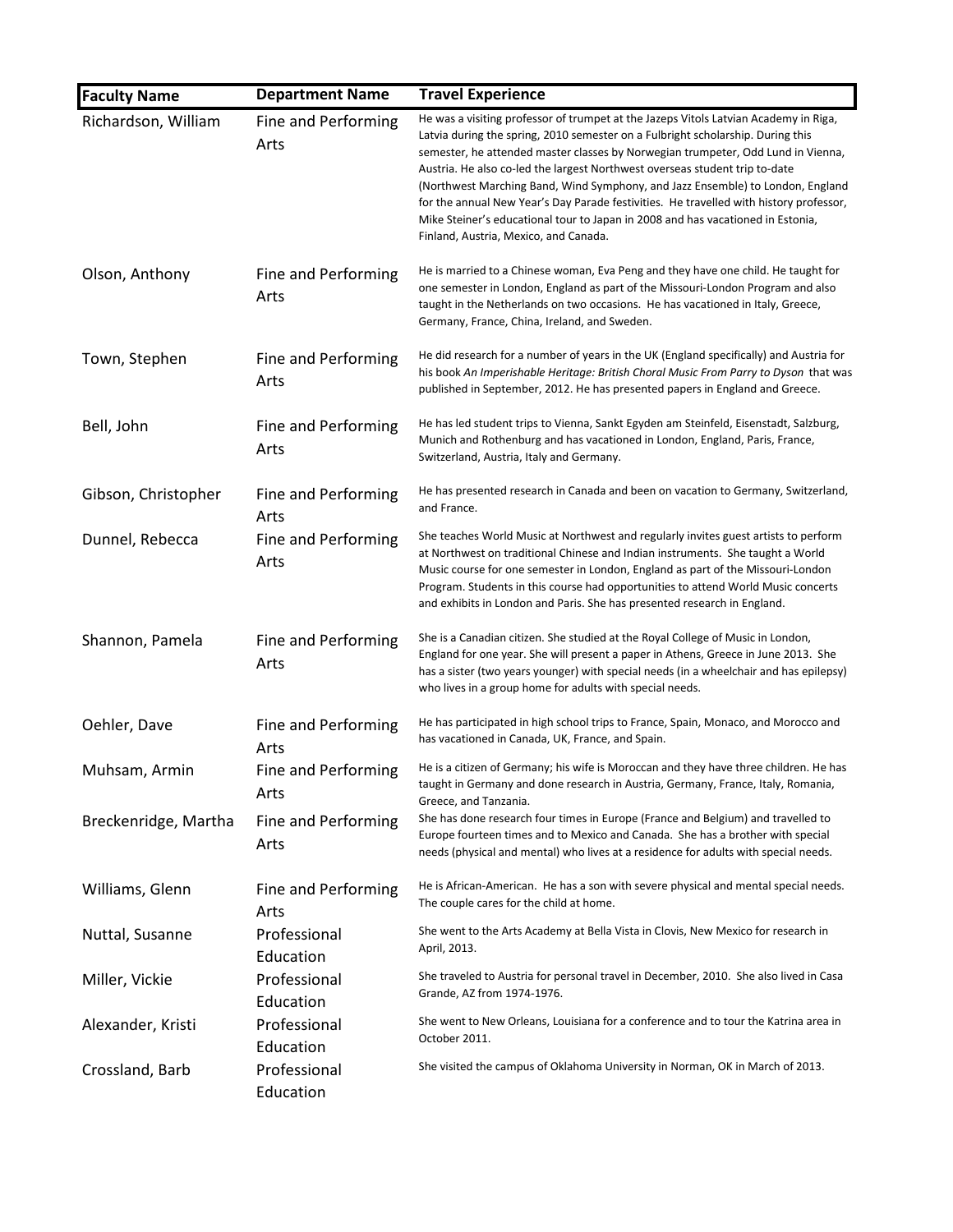| Faculty Name | Department Name | Travel Experience |
| --- | --- | --- |
| Richardson, William | Fine and Performing Arts | He was a visiting professor of trumpet at the Jazeps Vitols Latvian Academy in Riga, Latvia during the spring, 2010 semester on a Fulbright scholarship. During this semester, he attended master classes by Norwegian trumpeter, Odd Lund in Vienna, Austria. He also co-led the largest Northwest overseas student trip to-date (Northwest Marching Band, Wind Symphony, and Jazz Ensemble) to London, England for the annual New Year's Day Parade festivities. He travelled with history professor, Mike Steiner's educational tour to Japan in 2008 and has vacationed in Estonia, Finland, Austria, Mexico, and Canada. |
| Olson, Anthony | Fine and Performing Arts | He is married to a Chinese woman, Eva Peng and they have one child. He taught for one semester in London, England as part of the Missouri-London Program and also taught in the Netherlands on two occasions. He has vacationed in Italy, Greece, Germany, France, China, Ireland, and Sweden. |
| Town, Stephen | Fine and Performing Arts | He did research for a number of years in the UK (England specifically) and Austria for his book *An Imperishable Heritage: British Choral Music From Parry to Dyson* that was published in September, 2012. He has presented papers in England and Greece. |
| Bell, John | Fine and Performing Arts | He has led student trips to Vienna, Sankt Egyden am Steinfeld, Eisenstadt, Salzburg, Munich and Rothenburg and has vacationed in London, England, Paris, France, Switzerland, Austria, Italy and Germany. |
| Gibson, Christopher | Fine and Performing Arts | He has presented research in Canada and been on vacation to Germany, Switzerland, and France. |
| Dunnel, Rebecca | Fine and Performing Arts | She teaches World Music at Northwest and regularly invites guest artists to perform at Northwest on traditional Chinese and Indian instruments. She taught a World Music course for one semester in London, England as part of the Missouri-London Program. Students in this course had opportunities to attend World Music concerts and exhibits in London and Paris. She has presented research in England. |
| Shannon, Pamela | Fine and Performing Arts | She is a Canadian citizen. She studied at the Royal College of Music in London, England for one year. She will present a paper in Athens, Greece in June 2013. She has a sister (two years younger) with special needs (in a wheelchair and has epilepsy) who lives in a group home for adults with special needs. |
| Oehler, Dave | Fine and Performing Arts | He has participated in high school trips to France, Spain, Monaco, and Morocco and has vacationed in Canada, UK, France, and Spain. |
| Muhsam, Armin | Fine and Performing Arts | He is a citizen of Germany; his wife is Moroccan and they have three children. He has taught in Germany and done research in Austria, Germany, France, Italy, Romania, Greece, and Tanzania. |
| Breckenridge, Martha | Fine and Performing Arts | She has done research four times in Europe (France and Belgium) and travelled to Europe fourteen times and to Mexico and Canada. She has a brother with special needs (physical and mental) who lives at a residence for adults with special needs. |
| Williams, Glenn | Fine and Performing Arts | He is African-American. He has a son with severe physical and mental special needs. The couple cares for the child at home. |
| Nuttal, Susanne | Professional Education | She went to the Arts Academy at Bella Vista in Clovis, New Mexico for research in April, 2013. |
| Miller, Vickie | Professional Education | She traveled to Austria for personal travel in December, 2010. She also lived in Casa Grande, AZ from 1974-1976. |
| Alexander, Kristi | Professional Education | She went to New Orleans, Louisiana for a conference and to tour the Katrina area in October 2011. |
| Crossland, Barb | Professional Education | She visited the campus of Oklahoma University in Norman, OK in March of 2013. |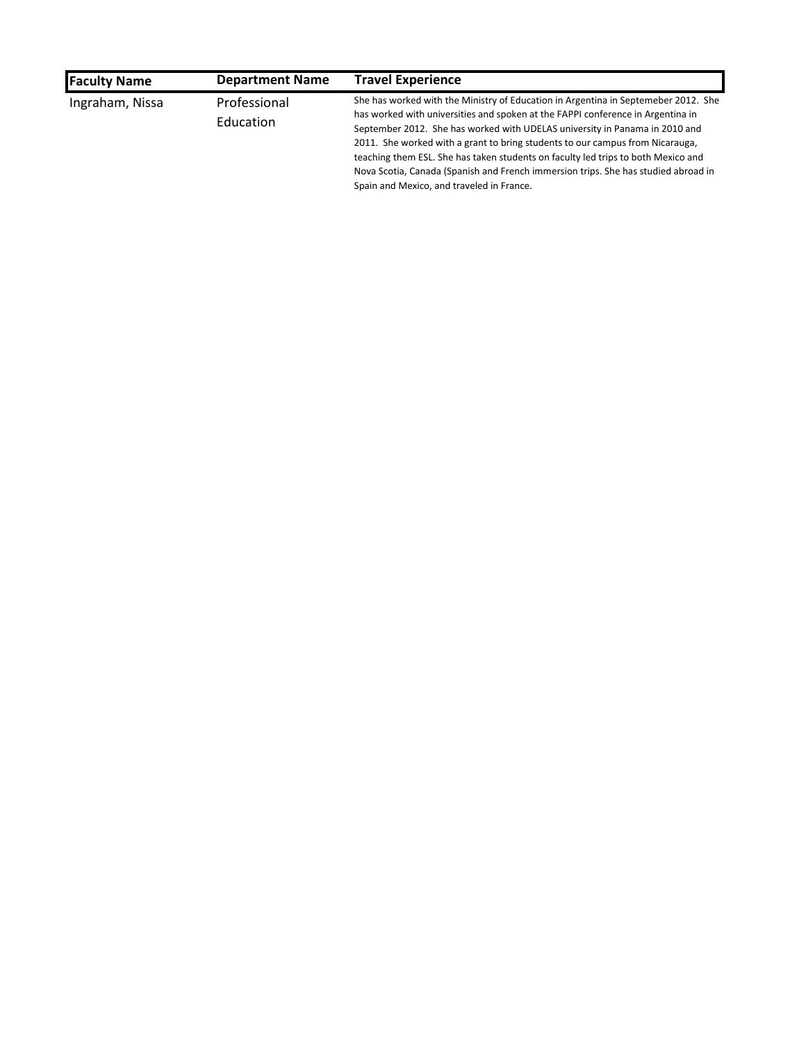| Faculty Name | Department Name | Travel Experience |
| --- | --- | --- |
| Ingraham, Nissa | Professional Education | She has worked with the Ministry of Education in Argentina in Septemeber 2012. She has worked with universities and spoken at the FAPPI conference in Argentina in September 2012. She has worked with UDELAS university in Panama in 2010 and 2011. She worked with a grant to bring students to our campus from Nicarauga, teaching them ESL. She has taken students on faculty led trips to both Mexico and Nova Scotia, Canada (Spanish and French immersion trips. She has studied abroad in Spain and Mexico, and traveled in France. |